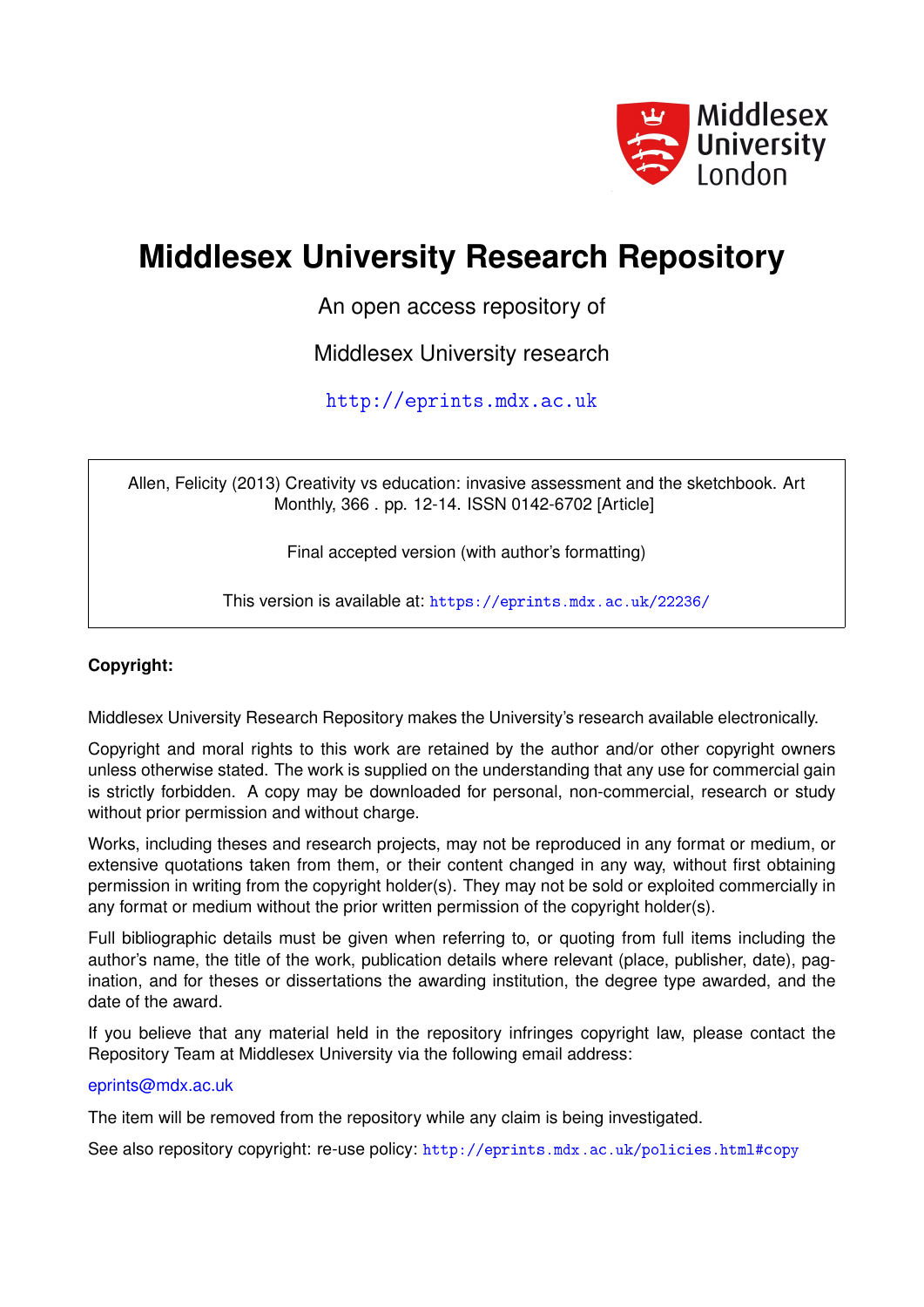Middlesex University London

# Middlesex University Research Repository

An open access repository of

Middlesex University research

http://eprints.mdx.ac.uk

Allen, Felicity (2013) Creativity vs education: invasive assessment and the sketchbook. Art Monthly, 366 . pp. 12-14. ISSN 0142-6702 [Article]

Final accepted version (with author's formatting)

This version is available at: https://eprints.mdx.ac.uk/22236/

**Copyright:**

Middlesex University Research Repository makes the University's research available electronically.

Copyright and moral rights to this work are retained by the author and/or other copyright owners unless otherwise stated. The work is supplied on the understanding that any use for commercial gain is strictly forbidden. A copy may be downloaded for personal, non-commercial, research or study without prior permission and without charge.

Works, including theses and research projects, may not be reproduced in any format or medium, or extensive quotations taken from them, or their content changed in any way, without first obtaining permission in writing from the copyright holder(s). They may not be sold or exploited commercially in any format or medium without the prior written permission of the copyright holder(s).

Full bibliographic details must be given when referring to, or quoting from full items including the author's name, the title of the work, publication details where relevant (place, publisher, date), pagination, and for theses or dissertations the awarding institution, the degree type awarded, and the date of the award.

If you believe that any material held in the repository infringes copyright law, please contact the Repository Team at Middlesex University via the following email address:

eprints@mdx.ac.uk

The item will be removed from the repository while any claim is being investigated.

See also repository copyright: re-use policy: http://eprints.mdx.ac.uk/policies.html#copy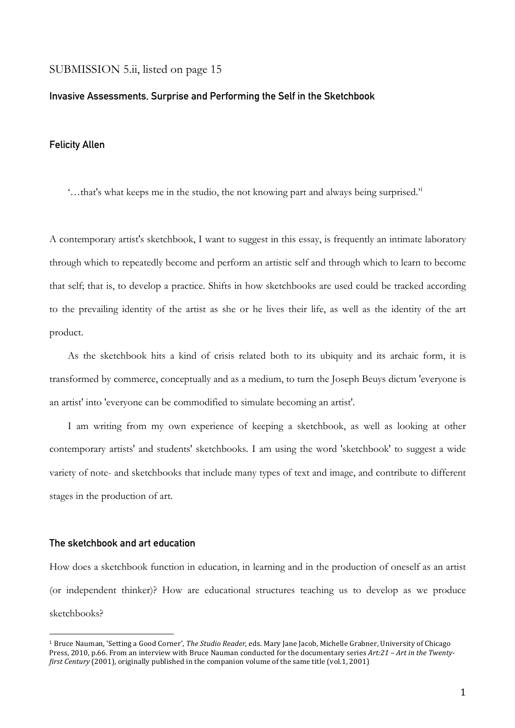SUBMISSION 5.ii, listed on page 15

## Invasive Assessments, Surprise and Performing the Self in the Sketchbook

### Felicity Allen

'…that's what keeps me in the studio, the not knowing part and always being surprised.'[1]

A contemporary artist's sketchbook, I want to suggest in this essay, is frequently an intimate laboratory through which to repeatedly become and perform an artistic self and through which to learn to become that self; that is, to develop a practice. Shifts in how sketchbooks are used could be tracked according to the prevailing identity of the artist as she or he lives their life, as well as the identity of the art product.

As the sketchbook hits a kind of crisis related both to its ubiquity and its archaic form, it is transformed by commerce, conceptually and as a medium, to turn the Joseph Beuys dictum 'everyone is an artist' into 'everyone can be commodified to simulate becoming an artist'.

I am writing from my own experience of keeping a sketchbook, as well as looking at other contemporary artists' and students' sketchbooks. I am using the word 'sketchbook' to suggest a wide variety of note- and sketchbooks that include many types of text and image, and contribute to different stages in the production of art.

### The sketchbook and art education

How does a sketchbook function in education, in learning and in the production of oneself as an artist (or independent thinker)? How are educational structures teaching us to develop as we produce sketchbooks?

---

[1] Bruce Nauman, 'Setting a Good Corner', *The Studio Reader*, eds. Mary Jane Jacob, Michelle Grabner, University of Chicago Press, 2010, p.66. From an interview with Bruce Nauman conducted for the documentary series *Art:21 – Art in the Twenty-first Century* (2001), originally published in the companion volume of the same title (vol.1, 2001)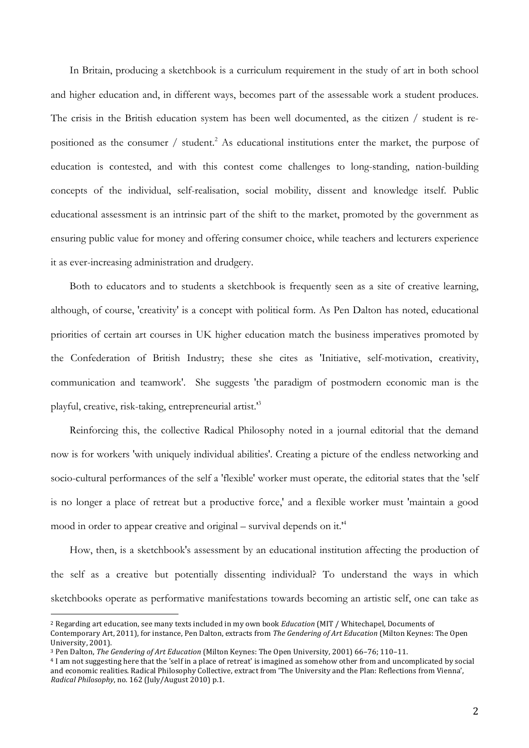In Britain, producing a sketchbook is a curriculum requirement in the study of art in both school and higher education and, in different ways, becomes part of the assessable work a student produces. The crisis in the British education system has been well documented, as the citizen / student is re-positioned as the consumer / student.[2] As educational institutions enter the market, the purpose of education is contested, and with this contest come challenges to long-standing, nation-building concepts of the individual, self-realisation, social mobility, dissent and knowledge itself. Public educational assessment is an intrinsic part of the shift to the market, promoted by the government as ensuring public value for money and offering consumer choice, while teachers and lecturers experience it as ever-increasing administration and drudgery.

Both to educators and to students a sketchbook is frequently seen as a site of creative learning, although, of course, 'creativity' is a concept with political form. As Pen Dalton has noted, educational priorities of certain art courses in UK higher education match the business imperatives promoted by the Confederation of British Industry; these she cites as 'Initiative, self-motivation, creativity, communication and teamwork'. She suggests 'the paradigm of postmodern economic man is the playful, creative, risk-taking, entrepreneurial artist.'[3]

Reinforcing this, the collective Radical Philosophy noted in a journal editorial that the demand now is for workers 'with uniquely individual abilities'. Creating a picture of the endless networking and socio-cultural performances of the self a 'flexible' worker must operate, the editorial states that the 'self is no longer a place of retreat but a productive force,' and a flexible worker must 'maintain a good mood in order to appear creative and original – survival depends on it.'[4]

How, then, is a sketchbook's assessment by an educational institution affecting the production of the self as a creative but potentially dissenting individual? To understand the ways in which sketchbooks operate as performative manifestations towards becoming an artistic self, one can take as

---

[2] Regarding art education, see many texts included in my own book *Education* (MIT / Whitechapel, Documents of Contemporary Art, 2011), for instance, Pen Dalton, extracts from *The Gendering of Art Education* (Milton Keynes: The Open University, 2001).

[3] Pen Dalton, *The Gendering of Art Education* (Milton Keynes: The Open University, 2001) 66–76; 110–11.

[4] I am not suggesting here that the 'self in a place of retreat' is imagined as somehow other from and uncomplicated by social and economic realities. Radical Philosophy Collective, extract from 'The University and the Plan: Reflections from Vienna', *Radical Philosophy*, no. 162 (July/August 2010) p.1.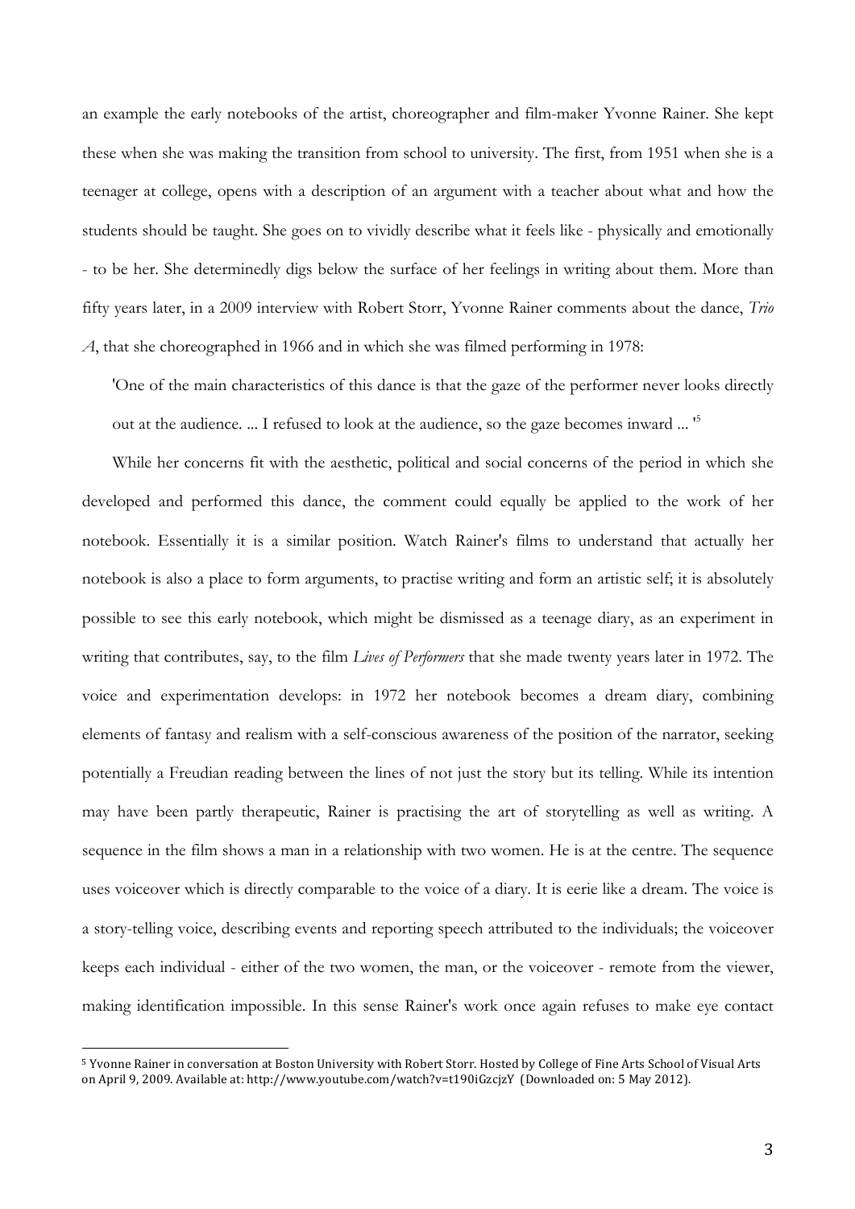an example the early notebooks of the artist, choreographer and film-maker Yvonne Rainer. She kept these when she was making the transition from school to university. The first, from 1951 when she is a teenager at college, opens with a description of an argument with a teacher about what and how the students should be taught. She goes on to vividly describe what it feels like - physically and emotionally - to be her. She determinedly digs below the surface of her feelings in writing about them. More than fifty years later, in a 2009 interview with Robert Storr, Yvonne Rainer comments about the dance, *Trio A*, that she choreographed in 1966 and in which she was filmed performing in 1978:

> 'One of the main characteristics of this dance is that the gaze of the performer never looks directly out at the audience. ... I refused to look at the audience, so the gaze becomes inward ... '[5]

While her concerns fit with the aesthetic, political and social concerns of the period in which she developed and performed this dance, the comment could equally be applied to the work of her notebook. Essentially it is a similar position. Watch Rainer's films to understand that actually her notebook is also a place to form arguments, to practise writing and form an artistic self; it is absolutely possible to see this early notebook, which might be dismissed as a teenage diary, as an experiment in writing that contributes, say, to the film *Lives of Performers* that she made twenty years later in 1972. The voice and experimentation develops: in 1972 her notebook becomes a dream diary, combining elements of fantasy and realism with a self-conscious awareness of the position of the narrator, seeking potentially a Freudian reading between the lines of not just the story but its telling. While its intention may have been partly therapeutic, Rainer is practising the art of storytelling as well as writing. A sequence in the film shows a man in a relationship with two women. He is at the centre. The sequence uses voiceover which is directly comparable to the voice of a diary. It is eerie like a dream. The voice is a story-telling voice, describing events and reporting speech attributed to the individuals; the voiceover keeps each individual - either of the two women, the man, or the voiceover - remote from the viewer, making identification impossible. In this sense Rainer's work once again refuses to make eye contact

---

[5] Yvonne Rainer in conversation at Boston University with Robert Storr. Hosted by College of Fine Arts School of Visual Arts on April 9, 2009. Available at: http://www.youtube.com/watch?v=t190iGzcjzY (Downloaded on: 5 May 2012).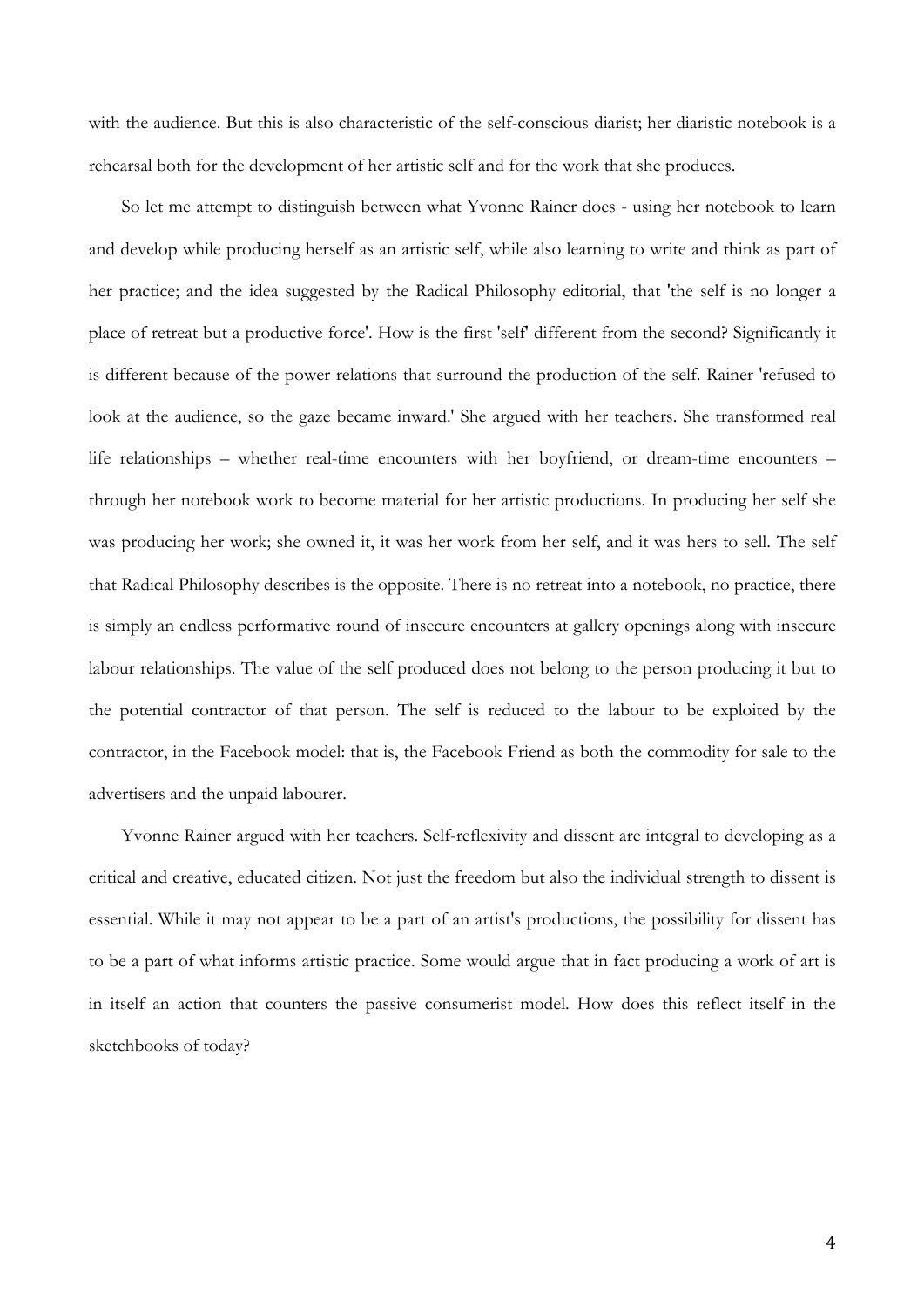with the audience. But this is also characteristic of the self-conscious diarist; her diaristic notebook is a rehearsal both for the development of her artistic self and for the work that she produces.

So let me attempt to distinguish between what Yvonne Rainer does - using her notebook to learn and develop while producing herself as an artistic self, while also learning to write and think as part of her practice; and the idea suggested by the Radical Philosophy editorial, that 'the self is no longer a place of retreat but a productive force'. How is the first 'self' different from the second? Significantly it is different because of the power relations that surround the production of the self. Rainer 'refused to look at the audience, so the gaze became inward.' She argued with her teachers. She transformed real life relationships – whether real-time encounters with her boyfriend, or dream-time encounters – through her notebook work to become material for her artistic productions. In producing her self she was producing her work; she owned it, it was her work from her self, and it was hers to sell. The self that Radical Philosophy describes is the opposite. There is no retreat into a notebook, no practice, there is simply an endless performative round of insecure encounters at gallery openings along with insecure labour relationships. The value of the self produced does not belong to the person producing it but to the potential contractor of that person. The self is reduced to the labour to be exploited by the contractor, in the Facebook model: that is, the Facebook Friend as both the commodity for sale to the advertisers and the unpaid labourer.

Yvonne Rainer argued with her teachers. Self-reflexivity and dissent are integral to developing as a critical and creative, educated citizen. Not just the freedom but also the individual strength to dissent is essential. While it may not appear to be a part of an artist's productions, the possibility for dissent has to be a part of what informs artistic practice. Some would argue that in fact producing a work of art is in itself an action that counters the passive consumerist model. How does this reflect itself in the sketchbooks of today?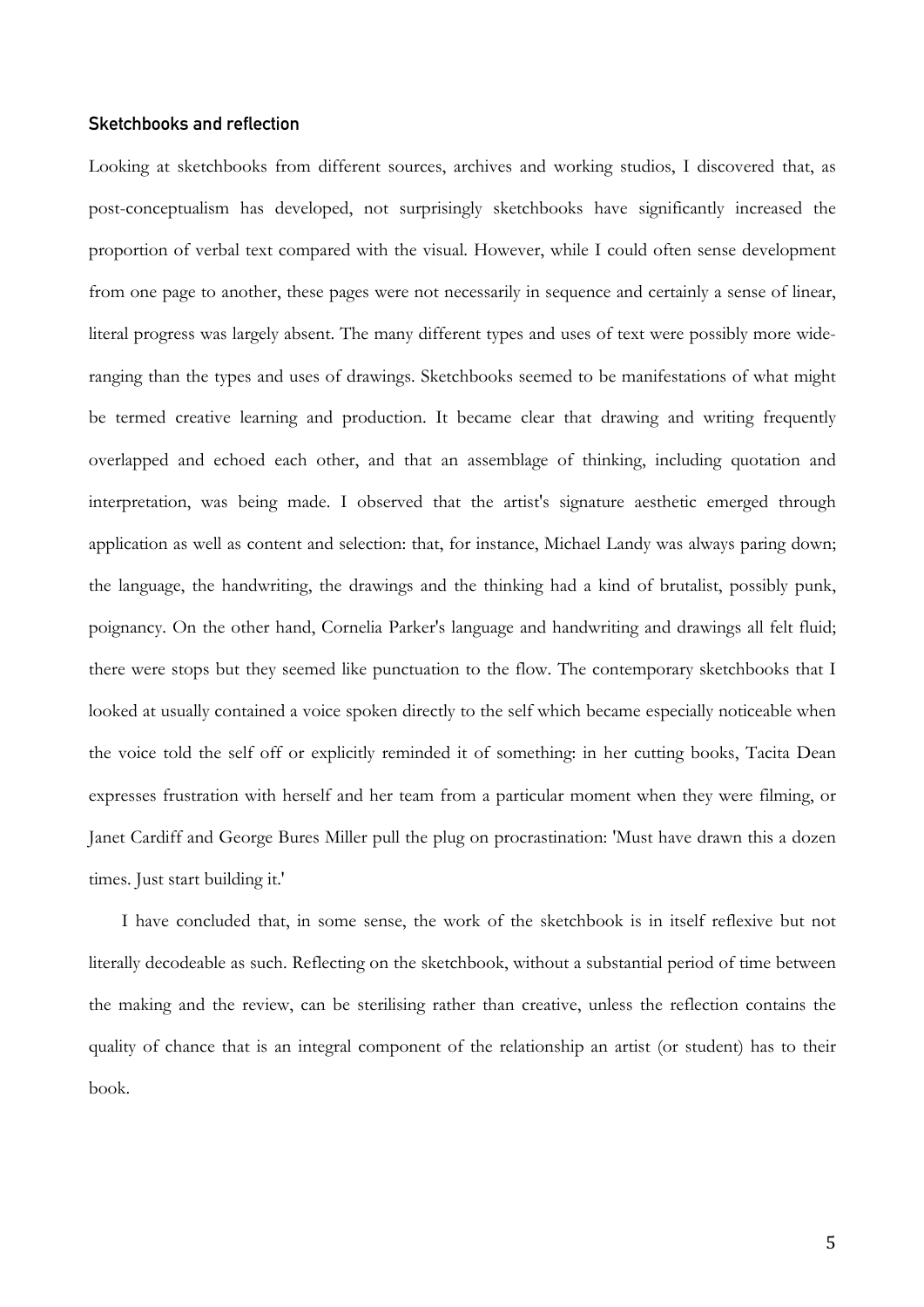### Sketchbooks and reflection

Looking at sketchbooks from different sources, archives and working studios, I discovered that, as post-conceptualism has developed, not surprisingly sketchbooks have significantly increased the proportion of verbal text compared with the visual. However, while I could often sense development from one page to another, these pages were not necessarily in sequence and certainly a sense of linear, literal progress was largely absent. The many different types and uses of text were possibly more wide-ranging than the types and uses of drawings. Sketchbooks seemed to be manifestations of what might be termed creative learning and production. It became clear that drawing and writing frequently overlapped and echoed each other, and that an assemblage of thinking, including quotation and interpretation, was being made. I observed that the artist's signature aesthetic emerged through application as well as content and selection: that, for instance, Michael Landy was always paring down; the language, the handwriting, the drawings and the thinking had a kind of brutalist, possibly punk, poignancy. On the other hand, Cornelia Parker's language and handwriting and drawings all felt fluid; there were stops but they seemed like punctuation to the flow. The contemporary sketchbooks that I looked at usually contained a voice spoken directly to the self which became especially noticeable when the voice told the self off or explicitly reminded it of something: in her cutting books, Tacita Dean expresses frustration with herself and her team from a particular moment when they were filming, or Janet Cardiff and George Bures Miller pull the plug on procrastination: 'Must have drawn this a dozen times. Just start building it.'

I have concluded that, in some sense, the work of the sketchbook is in itself reflexive but not literally decodeable as such. Reflecting on the sketchbook, without a substantial period of time between the making and the review, can be sterilising rather than creative, unless the reflection contains the quality of chance that is an integral component of the relationship an artist (or student) has to their book.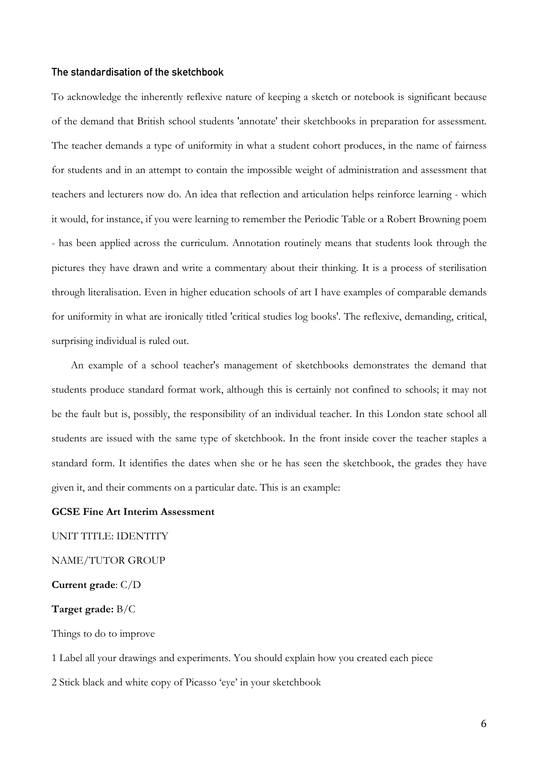### The standardisation of the sketchbook

To acknowledge the inherently reflexive nature of keeping a sketch or notebook is significant because of the demand that British school students 'annotate' their sketchbooks in preparation for assessment. The teacher demands a type of uniformity in what a student cohort produces, in the name of fairness for students and in an attempt to contain the impossible weight of administration and assessment that teachers and lecturers now do. An idea that reflection and articulation helps reinforce learning - which it would, for instance, if you were learning to remember the Periodic Table or a Robert Browning poem - has been applied across the curriculum. Annotation routinely means that students look through the pictures they have drawn and write a commentary about their thinking. It is a process of sterilisation through literalisation. Even in higher education schools of art I have examples of comparable demands for uniformity in what are ironically titled 'critical studies log books'. The reflexive, demanding, critical, surprising individual is ruled out.

An example of a school teacher's management of sketchbooks demonstrates the demand that students produce standard format work, although this is certainly not confined to schools; it may not be the fault but is, possibly, the responsibility of an individual teacher. In this London state school all students are issued with the same type of sketchbook. In the front inside cover the teacher staples a standard form. It identifies the dates when she or he has seen the sketchbook, the grades they have given it, and their comments on a particular date. This is an example:

**GCSE Fine Art Interim Assessment**

UNIT TITLE: IDENTITY

NAME/TUTOR GROUP

**Current grade**: C/D

**Target grade:** B/C

Things to do to improve

1 Label all your drawings and experiments. You should explain how you created each piece

2 Stick black and white copy of Picasso 'eye' in your sketchbook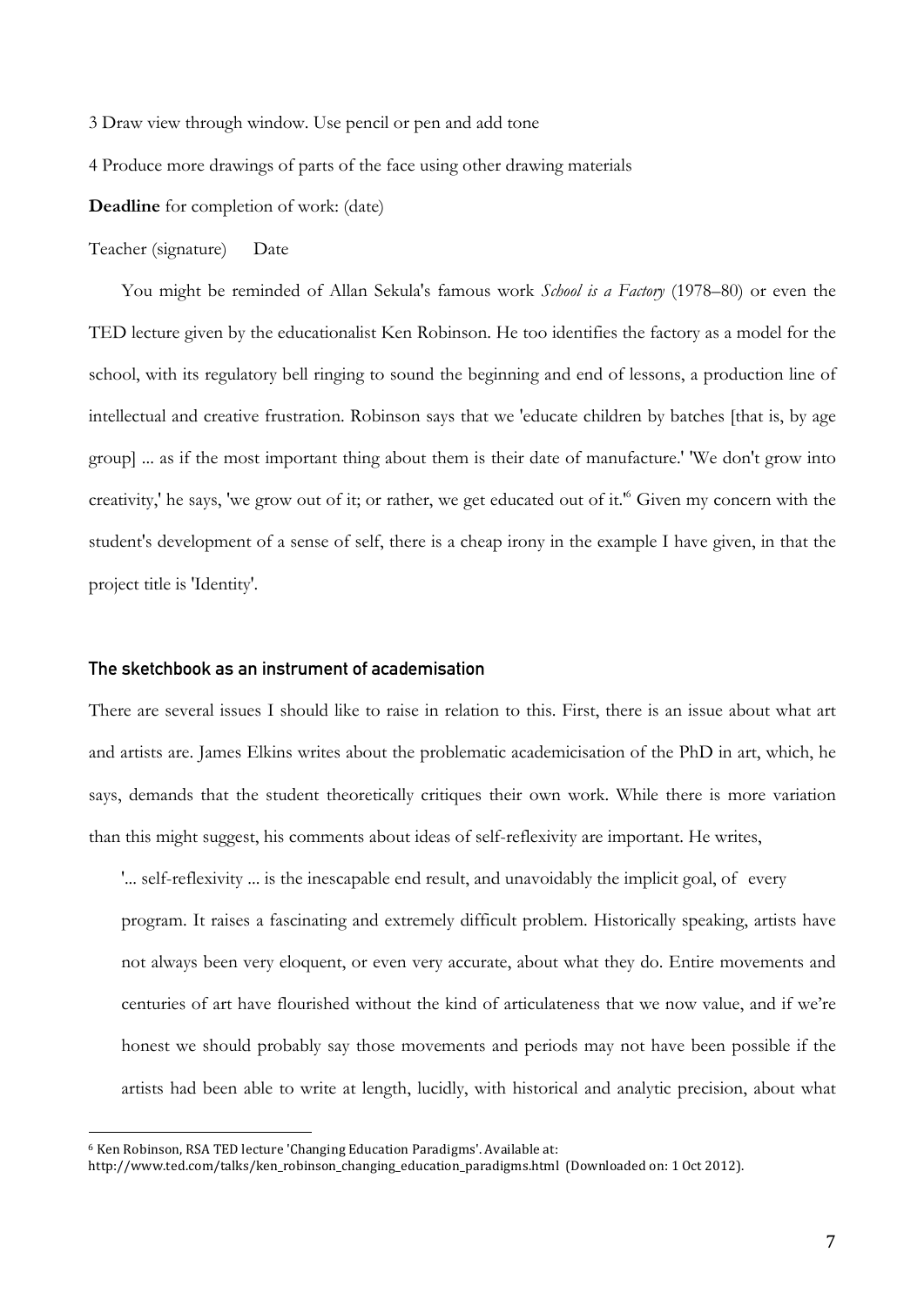3 Draw view through window. Use pencil or pen and add tone

4 Produce more drawings of parts of the face using other drawing materials

**Deadline** for completion of work: (date)

Teacher (signature) Date

You might be reminded of Allan Sekula's famous work *School is a Factory* (1978–80) or even the TED lecture given by the educationalist Ken Robinson. He too identifies the factory as a model for the school, with its regulatory bell ringing to sound the beginning and end of lessons, a production line of intellectual and creative frustration. Robinson says that we 'educate children by batches [that is, by age group] ... as if the most important thing about them is their date of manufacture.' 'We don't grow into creativity,' he says, 'we grow out of it; or rather, we get educated out of it.'[6] Given my concern with the student's development of a sense of self, there is a cheap irony in the example I have given, in that the project title is 'Identity'.

### The sketchbook as an instrument of academisation

There are several issues I should like to raise in relation to this. First, there is an issue about what art and artists are. James Elkins writes about the problematic academicisation of the PhD in art, which, he says, demands that the student theoretically critiques their own work. While there is more variation than this might suggest, his comments about ideas of self-reflexivity are important. He writes,

> '... self-reflexivity ... is the inescapable end result, and unavoidably the implicit goal, of every program. It raises a fascinating and extremely difficult problem. Historically speaking, artists have not always been very eloquent, or even very accurate, about what they do. Entire movements and centuries of art have flourished without the kind of articulateness that we now value, and if we're honest we should probably say those movements and periods may not have been possible if the artists had been able to write at length, lucidly, with historical and analytic precision, about what

[6] Ken Robinson, RSA TED lecture 'Changing Education Paradigms'. Available at: http://www.ted.com/talks/ken_robinson_changing_education_paradigms.html (Downloaded on: 1 Oct 2012).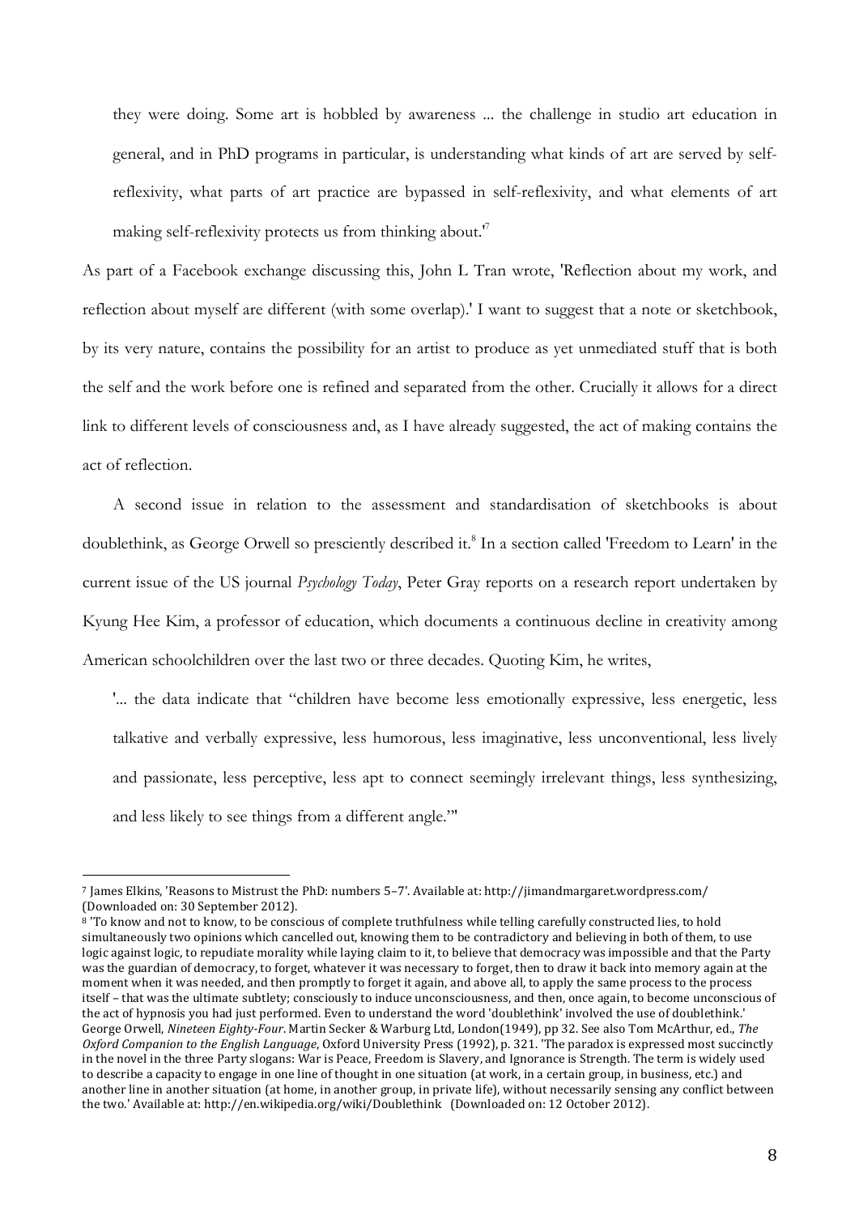> they were doing. Some art is hobbled by awareness ... the challenge in studio art education in general, and in PhD programs in particular, is understanding what kinds of art are served by self-reflexivity, what parts of art practice are bypassed in self-reflexivity, and what elements of art making self-reflexivity protects us from thinking about.'[7]

As part of a Facebook exchange discussing this, John L Tran wrote, 'Reflection about my work, and reflection about myself are different (with some overlap).' I want to suggest that a note or sketchbook, by its very nature, contains the possibility for an artist to produce as yet unmediated stuff that is both the self and the work before one is refined and separated from the other. Crucially it allows for a direct link to different levels of consciousness and, as I have already suggested, the act of making contains the act of reflection.

A second issue in relation to the assessment and standardisation of sketchbooks is about doublethink, as George Orwell so presciently described it.[8] In a section called 'Freedom to Learn' in the current issue of the US journal *Psychology Today*, Peter Gray reports on a research report undertaken by Kyung Hee Kim, a professor of education, which documents a continuous decline in creativity among American schoolchildren over the last two or three decades. Quoting Kim, he writes,

> '... the data indicate that "children have become less emotionally expressive, less energetic, less talkative and verbally expressive, less humorous, less imaginative, less unconventional, less lively and passionate, less perceptive, less apt to connect seemingly irrelevant things, less synthesizing, and less likely to see things from a different angle."'

---

[7] James Elkins, 'Reasons to Mistrust the PhD: numbers 5–7'. Available at: http://jimandmargaret.wordpress.com/ (Downloaded on: 30 September 2012).

[8] 'To know and not to know, to be conscious of complete truthfulness while telling carefully constructed lies, to hold simultaneously two opinions which cancelled out, knowing them to be contradictory and believing in both of them, to use logic against logic, to repudiate morality while laying claim to it, to believe that democracy was impossible and that the Party was the guardian of democracy, to forget, whatever it was necessary to forget, then to draw it back into memory again at the moment when it was needed, and then promptly to forget it again, and above all, to apply the same process to the process itself – that was the ultimate subtlety; consciously to induce unconsciousness, and then, once again, to become unconscious of the act of hypnosis you had just performed. Even to understand the word 'doublethink' involved the use of doublethink.' George Orwell, *Nineteen Eighty-Four*. Martin Secker & Warburg Ltd, London(1949), pp 32. See also Tom McArthur, ed., *The Oxford Companion to the English Language*, Oxford University Press (1992), p. 321. 'The paradox is expressed most succinctly in the novel in the three Party slogans: War is Peace, Freedom is Slavery, and Ignorance is Strength. The term is widely used to describe a capacity to engage in one line of thought in one situation (at work, in a certain group, in business, etc.) and another line in another situation (at home, in another group, in private life), without necessarily sensing any conflict between the two.' Available at: http://en.wikipedia.org/wiki/Doublethink (Downloaded on: 12 October 2012).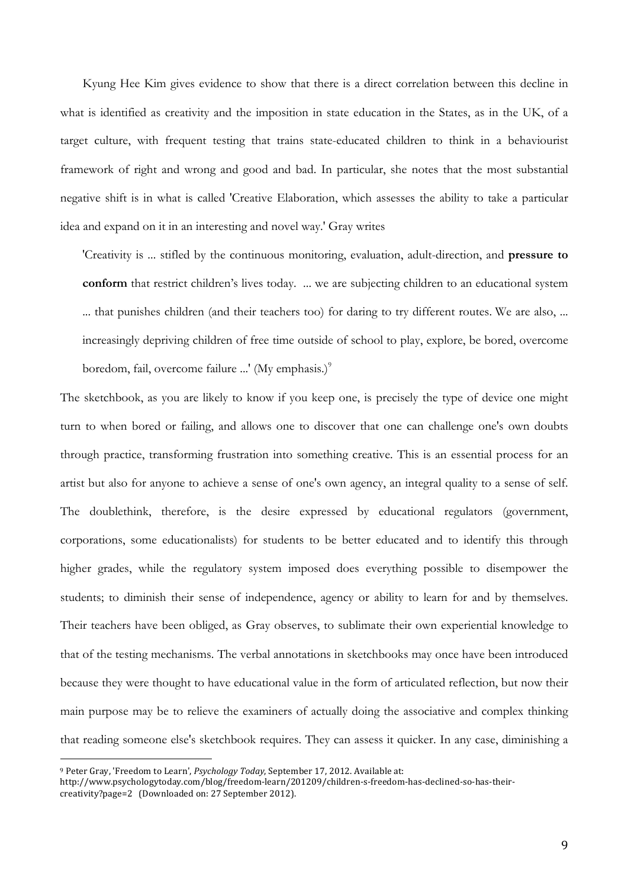Kyung Hee Kim gives evidence to show that there is a direct correlation between this decline in what is identified as creativity and the imposition in state education in the States, as in the UK, of a target culture, with frequent testing that trains state-educated children to think in a behaviourist framework of right and wrong and good and bad. In particular, she notes that the most substantial negative shift is in what is called 'Creative Elaboration, which assesses the ability to take a particular idea and expand on it in an interesting and novel way.' Gray writes

> 'Creativity is ... stifled by the continuous monitoring, evaluation, adult-direction, and **pressure to conform** that restrict children's lives today. ... we are subjecting children to an educational system ... that punishes children (and their teachers too) for daring to try different routes. We are also, ... increasingly depriving children of free time outside of school to play, explore, be bored, overcome boredom, fail, overcome failure ...' (My emphasis.)[9]

The sketchbook, as you are likely to know if you keep one, is precisely the type of device one might turn to when bored or failing, and allows one to discover that one can challenge one's own doubts through practice, transforming frustration into something creative. This is an essential process for an artist but also for anyone to achieve a sense of one's own agency, an integral quality to a sense of self. The doublethink, therefore, is the desire expressed by educational regulators (government, corporations, some educationalists) for students to be better educated and to identify this through higher grades, while the regulatory system imposed does everything possible to disempower the students; to diminish their sense of independence, agency or ability to learn for and by themselves. Their teachers have been obliged, as Gray observes, to sublimate their own experiential knowledge to that of the testing mechanisms. The verbal annotations in sketchbooks may once have been introduced because they were thought to have educational value in the form of articulated reflection, but now their main purpose may be to relieve the examiners of actually doing the associative and complex thinking that reading someone else's sketchbook requires. They can assess it quicker. In any case, diminishing a

---

[9] Peter Gray, 'Freedom to Learn', *Psychology Today*, September 17, 2012. Available at: http://www.psychologytoday.com/blog/freedom-learn/201209/children-s-freedom-has-declined-so-has-their-creativity?page=2 (Downloaded on: 27 September 2012).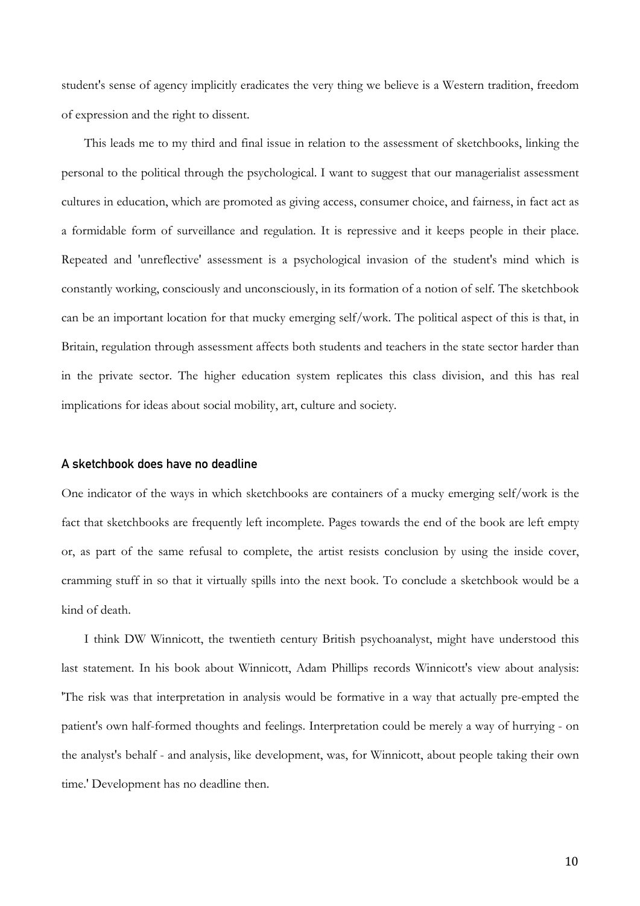student's sense of agency implicitly eradicates the very thing we believe is a Western tradition, freedom of expression and the right to dissent.

This leads me to my third and final issue in relation to the assessment of sketchbooks, linking the personal to the political through the psychological. I want to suggest that our managerialist assessment cultures in education, which are promoted as giving access, consumer choice, and fairness, in fact act as a formidable form of surveillance and regulation. It is repressive and it keeps people in their place. Repeated and 'unreflective' assessment is a psychological invasion of the student's mind which is constantly working, consciously and unconsciously, in its formation of a notion of self. The sketchbook can be an important location for that mucky emerging self/work. The political aspect of this is that, in Britain, regulation through assessment affects both students and teachers in the state sector harder than in the private sector. The higher education system replicates this class division, and this has real implications for ideas about social mobility, art, culture and society.

### A sketchbook does have no deadline

One indicator of the ways in which sketchbooks are containers of a mucky emerging self/work is the fact that sketchbooks are frequently left incomplete. Pages towards the end of the book are left empty or, as part of the same refusal to complete, the artist resists conclusion by using the inside cover, cramming stuff in so that it virtually spills into the next book. To conclude a sketchbook would be a kind of death.

I think DW Winnicott, the twentieth century British psychoanalyst, might have understood this last statement. In his book about Winnicott, Adam Phillips records Winnicott's view about analysis: 'The risk was that interpretation in analysis would be formative in a way that actually pre-empted the patient's own half-formed thoughts and feelings. Interpretation could be merely a way of hurrying - on the analyst's behalf - and analysis, like development, was, for Winnicott, about people taking their own time.' Development has no deadline then.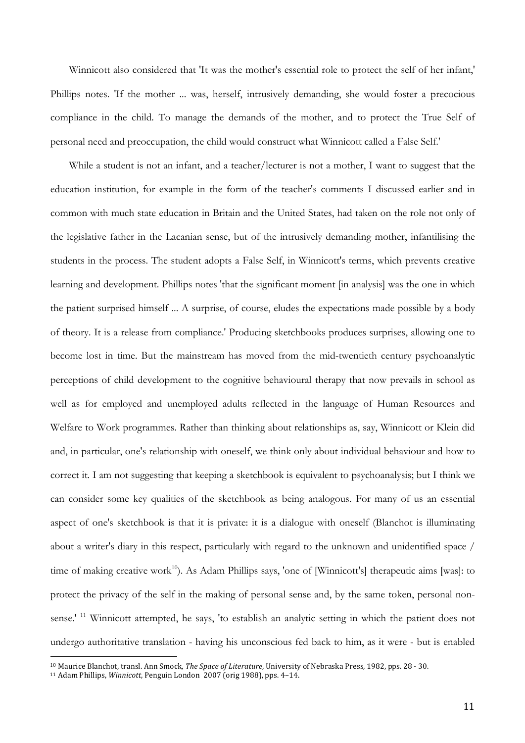Winnicott also considered that 'It was the mother's essential role to protect the self of her infant,' Phillips notes. 'If the mother ... was, herself, intrusively demanding, she would foster a precocious compliance in the child. To manage the demands of the mother, and to protect the True Self of personal need and preoccupation, the child would construct what Winnicott called a False Self.'

While a student is not an infant, and a teacher/lecturer is not a mother, I want to suggest that the education institution, for example in the form of the teacher's comments I discussed earlier and in common with much state education in Britain and the United States, had taken on the role not only of the legislative father in the Lacanian sense, but of the intrusively demanding mother, infantilising the students in the process. The student adopts a False Self, in Winnicott's terms, which prevents creative learning and development. Phillips notes 'that the significant moment [in analysis] was the one in which the patient surprised himself ... A surprise, of course, eludes the expectations made possible by a body of theory. It is a release from compliance.' Producing sketchbooks produces surprises, allowing one to become lost in time. But the mainstream has moved from the mid-twentieth century psychoanalytic perceptions of child development to the cognitive behavioural therapy that now prevails in school as well as for employed and unemployed adults reflected in the language of Human Resources and Welfare to Work programmes. Rather than thinking about relationships as, say, Winnicott or Klein did and, in particular, one's relationship with oneself, we think only about individual behaviour and how to correct it. I am not suggesting that keeping a sketchbook is equivalent to psychoanalysis; but I think we can consider some key qualities of the sketchbook as being analogous. For many of us an essential aspect of one's sketchbook is that it is private: it is a dialogue with oneself (Blanchot is illuminating about a writer's diary in this respect, particularly with regard to the unknown and unidentified space / time of making creative work[10]). As Adam Phillips says, 'one of [Winnicott's] therapeutic aims [was]: to protect the privacy of the self in the making of personal sense and, by the same token, personal non-sense.' [11] Winnicott attempted, he says, 'to establish an analytic setting in which the patient does not undergo authoritative translation - having his unconscious fed back to him, as it were - but is enabled

---

[10] Maurice Blanchot, transl. Ann Smock, *The Space of Literature*, University of Nebraska Press, 1982, pps. 28 - 30.

[11] Adam Phillips, *Winnicott*, Penguin London 2007 (orig 1988), pps. 4–14.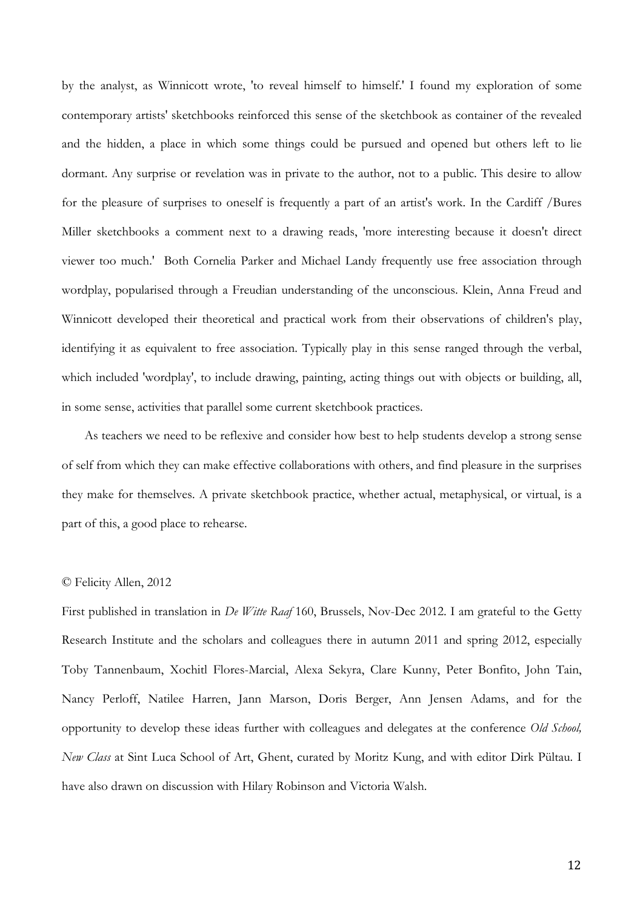by the analyst, as Winnicott wrote, 'to reveal himself to himself.' I found my exploration of some contemporary artists' sketchbooks reinforced this sense of the sketchbook as container of the revealed and the hidden, a place in which some things could be pursued and opened but others left to lie dormant. Any surprise or revelation was in private to the author, not to a public. This desire to allow for the pleasure of surprises to oneself is frequently a part of an artist's work. In the Cardiff /Bures Miller sketchbooks a comment next to a drawing reads, 'more interesting because it doesn't direct viewer too much.' Both Cornelia Parker and Michael Landy frequently use free association through wordplay, popularised through a Freudian understanding of the unconscious. Klein, Anna Freud and Winnicott developed their theoretical and practical work from their observations of children's play, identifying it as equivalent to free association. Typically play in this sense ranged through the verbal, which included 'wordplay', to include drawing, painting, acting things out with objects or building, all, in some sense, activities that parallel some current sketchbook practices.

As teachers we need to be reflexive and consider how best to help students develop a strong sense of self from which they can make effective collaborations with others, and find pleasure in the surprises they make for themselves. A private sketchbook practice, whether actual, metaphysical, or virtual, is a part of this, a good place to rehearse.

© Felicity Allen, 2012

First published in translation in *De Witte Raaf* 160, Brussels, Nov-Dec 2012. I am grateful to the Getty Research Institute and the scholars and colleagues there in autumn 2011 and spring 2012, especially Toby Tannenbaum, Xochitl Flores-Marcial, Alexa Sekyra, Clare Kunny, Peter Bonfito, John Tain, Nancy Perloff, Natilee Harren, Jann Marson, Doris Berger, Ann Jensen Adams, and for the opportunity to develop these ideas further with colleagues and delegates at the conference *Old School, New Class* at Sint Luca School of Art, Ghent, curated by Moritz Kung, and with editor Dirk Pültau. I have also drawn on discussion with Hilary Robinson and Victoria Walsh.